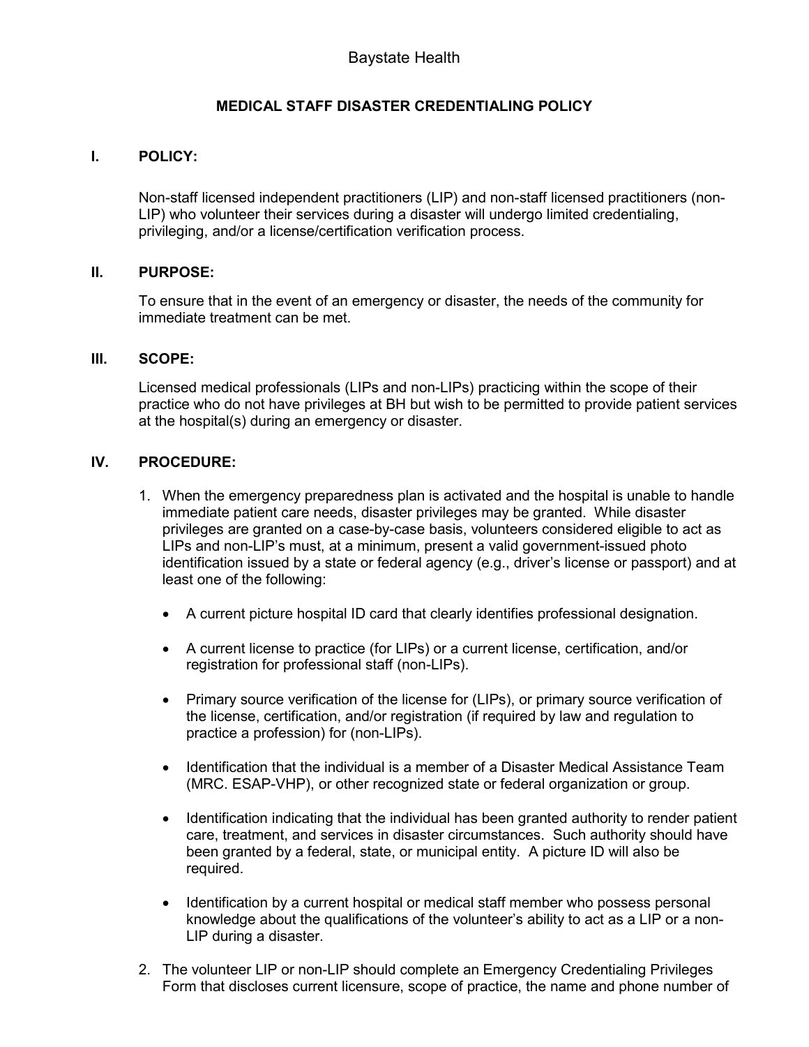Baystate Health

# MEDICAL STAFF DISASTER CREDENTIALING POLICY

## I. POLICY:

Non-staff licensed independent practitioners (LIP) and non-staff licensed practitioners (non-LIP) who volunteer their services during a disaster will undergo limited credentialing, privileging, and/or a license/certification verification process.

## II. PURPOSE:

To ensure that in the event of an emergency or disaster, the needs of the community for immediate treatment can be met.

## III. SCOPE:

Licensed medical professionals (LIPs and non-LIPs) practicing within the scope of their practice who do not have privileges at BH but wish to be permitted to provide patient services at the hospital(s) during an emergency or disaster.

## IV. PROCEDURE:

1. When the emergency preparedness plan is activated and the hospital is unable to handle immediate patient care needs, disaster privileges may be granted. While disaster privileges are granted on a case-by-case basis, volunteers considered eligible to act as LIPs and non-LIP's must, at a minimum, present a valid government-issued photo identification issued by a state or federal agency (e.g., driver's license or passport) and at least one of the following:

   - A current picture hospital ID card that clearly identifies professional designation.
   - A current license to practice (for LIPs) or a current license, certification, and/or registration for professional staff (non-LIPs).
   - Primary source verification of the license for (LIPs), or primary source verification of the license, certification, and/or registration (if required by law and regulation to practice a profession) for (non-LIPs).
   - Identification that the individual is a member of a Disaster Medical Assistance Team (MRC. ESAP-VHP), or other recognized state or federal organization or group.
   - Identification indicating that the individual has been granted authority to render patient care, treatment, and services in disaster circumstances. Such authority should have been granted by a federal, state, or municipal entity. A picture ID will also be required.
   - Identification by a current hospital or medical staff member who possess personal knowledge about the qualifications of the volunteer's ability to act as a LIP or a non-LIP during a disaster.

2. The volunteer LIP or non-LIP should complete an Emergency Credentialing Privileges Form that discloses current licensure, scope of practice, the name and phone number of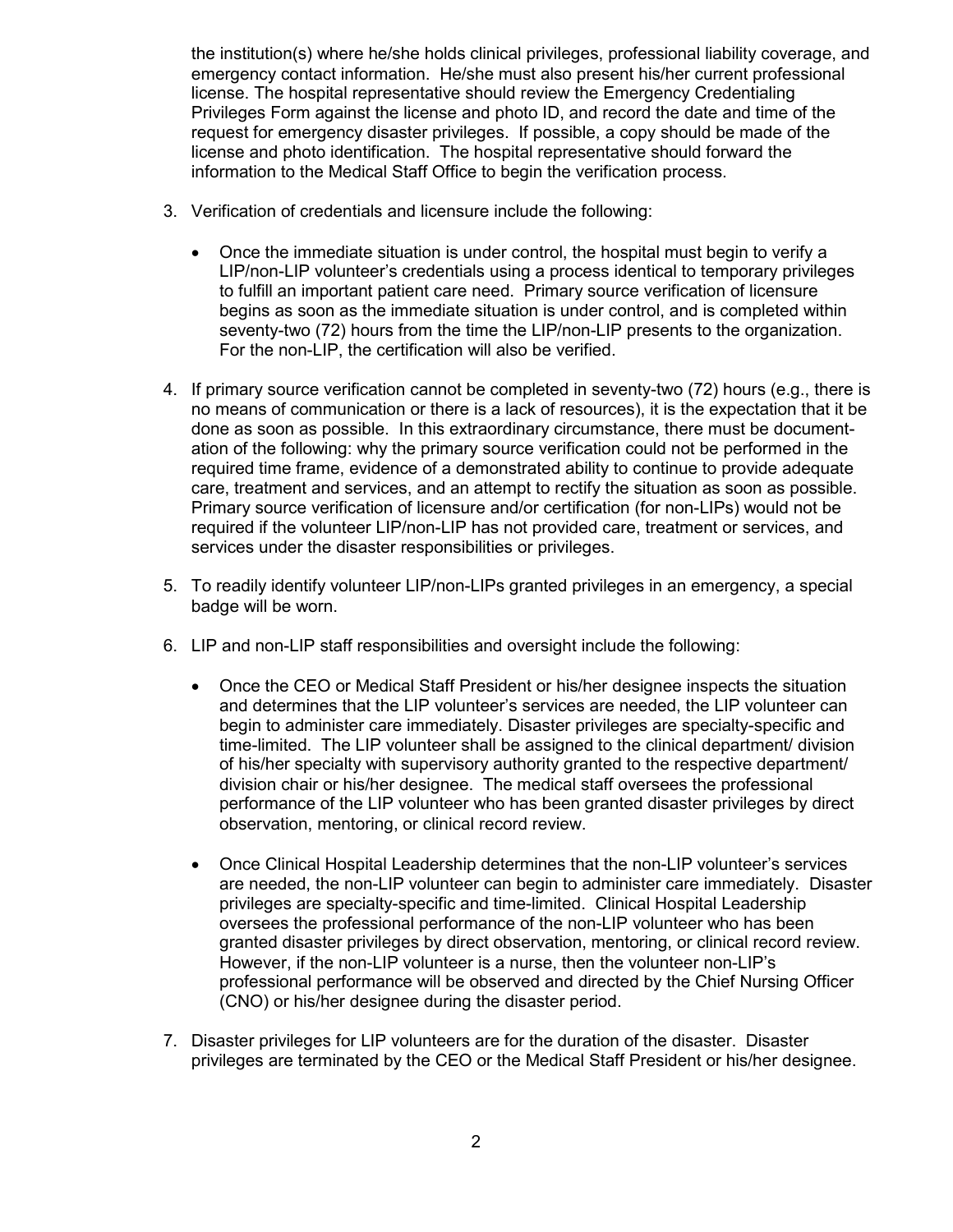the institution(s) where he/she holds clinical privileges, professional liability coverage, and emergency contact information. He/she must also present his/her current professional license. The hospital representative should review the Emergency Credentialing Privileges Form against the license and photo ID, and record the date and time of the request for emergency disaster privileges. If possible, a copy should be made of the license and photo identification. The hospital representative should forward the information to the Medical Staff Office to begin the verification process.

3. Verification of credentials and licensure include the following:

   - Once the immediate situation is under control, the hospital must begin to verify a LIP/non-LIP volunteer's credentials using a process identical to temporary privileges to fulfill an important patient care need. Primary source verification of licensure begins as soon as the immediate situation is under control, and is completed within seventy-two (72) hours from the time the LIP/non-LIP presents to the organization. For the non-LIP, the certification will also be verified.

4. If primary source verification cannot be completed in seventy-two (72) hours (e.g., there is no means of communication or there is a lack of resources), it is the expectation that it be done as soon as possible. In this extraordinary circumstance, there must be documentation of the following: why the primary source verification could not be performed in the required time frame, evidence of a demonstrated ability to continue to provide adequate care, treatment and services, and an attempt to rectify the situation as soon as possible. Primary source verification of licensure and/or certification (for non-LIPs) would not be required if the volunteer LIP/non-LIP has not provided care, treatment or services, and services under the disaster responsibilities or privileges.

5. To readily identify volunteer LIP/non-LIPs granted privileges in an emergency, a special badge will be worn.

6. LIP and non-LIP staff responsibilities and oversight include the following:

   - Once the CEO or Medical Staff President or his/her designee inspects the situation and determines that the LIP volunteer's services are needed, the LIP volunteer can begin to administer care immediately. Disaster privileges are specialty-specific and time-limited. The LIP volunteer shall be assigned to the clinical department/ division of his/her specialty with supervisory authority granted to the respective department/ division chair or his/her designee. The medical staff oversees the professional performance of the LIP volunteer who has been granted disaster privileges by direct observation, mentoring, or clinical record review.

   - Once Clinical Hospital Leadership determines that the non-LIP volunteer's services are needed, the non-LIP volunteer can begin to administer care immediately. Disaster privileges are specialty-specific and time-limited. Clinical Hospital Leadership oversees the professional performance of the non-LIP volunteer who has been granted disaster privileges by direct observation, mentoring, or clinical record review. However, if the non-LIP volunteer is a nurse, then the volunteer non-LIP's professional performance will be observed and directed by the Chief Nursing Officer (CNO) or his/her designee during the disaster period.

7. Disaster privileges for LIP volunteers are for the duration of the disaster. Disaster privileges are terminated by the CEO or the Medical Staff President or his/her designee.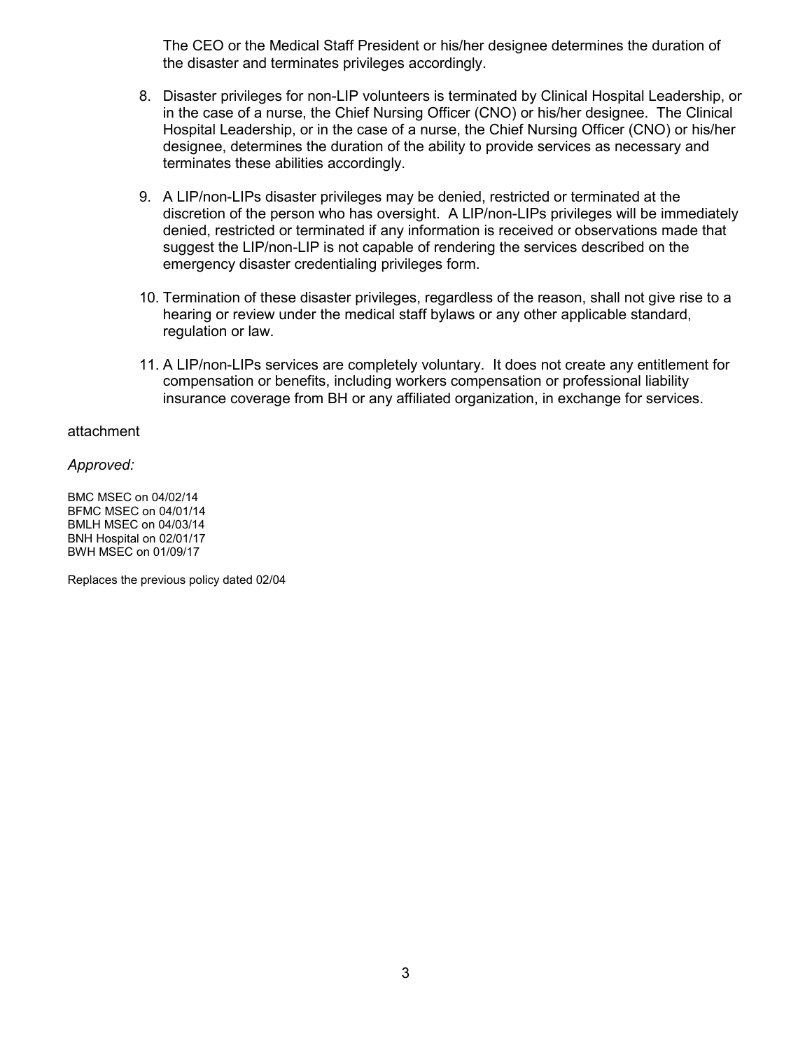The CEO or the Medical Staff President or his/her designee determines the duration of the disaster and terminates privileges accordingly.

8. Disaster privileges for non-LIP volunteers is terminated by Clinical Hospital Leadership, or in the case of a nurse, the Chief Nursing Officer (CNO) or his/her designee. The Clinical Hospital Leadership, or in the case of a nurse, the Chief Nursing Officer (CNO) or his/her designee, determines the duration of the ability to provide services as necessary and terminates these abilities accordingly.

9. A LIP/non-LIPs disaster privileges may be denied, restricted or terminated at the discretion of the person who has oversight. A LIP/non-LIPs privileges will be immediately denied, restricted or terminated if any information is received or observations made that suggest the LIP/non-LIP is not capable of rendering the services described on the emergency disaster credentialing privileges form.

10. Termination of these disaster privileges, regardless of the reason, shall not give rise to a hearing or review under the medical staff bylaws or any other applicable standard, regulation or law.

11. A LIP/non-LIPs services are completely voluntary. It does not create any entitlement for compensation or benefits, including workers compensation or professional liability insurance coverage from BH or any affiliated organization, in exchange for services.

attachment

*Approved:*

BMC MSEC on 04/02/14
BFMC MSEC on 04/01/14
BMLH MSEC on 04/03/14
BNH Hospital on 02/01/17
BWH MSEC on 01/09/17

Replaces the previous policy dated 02/04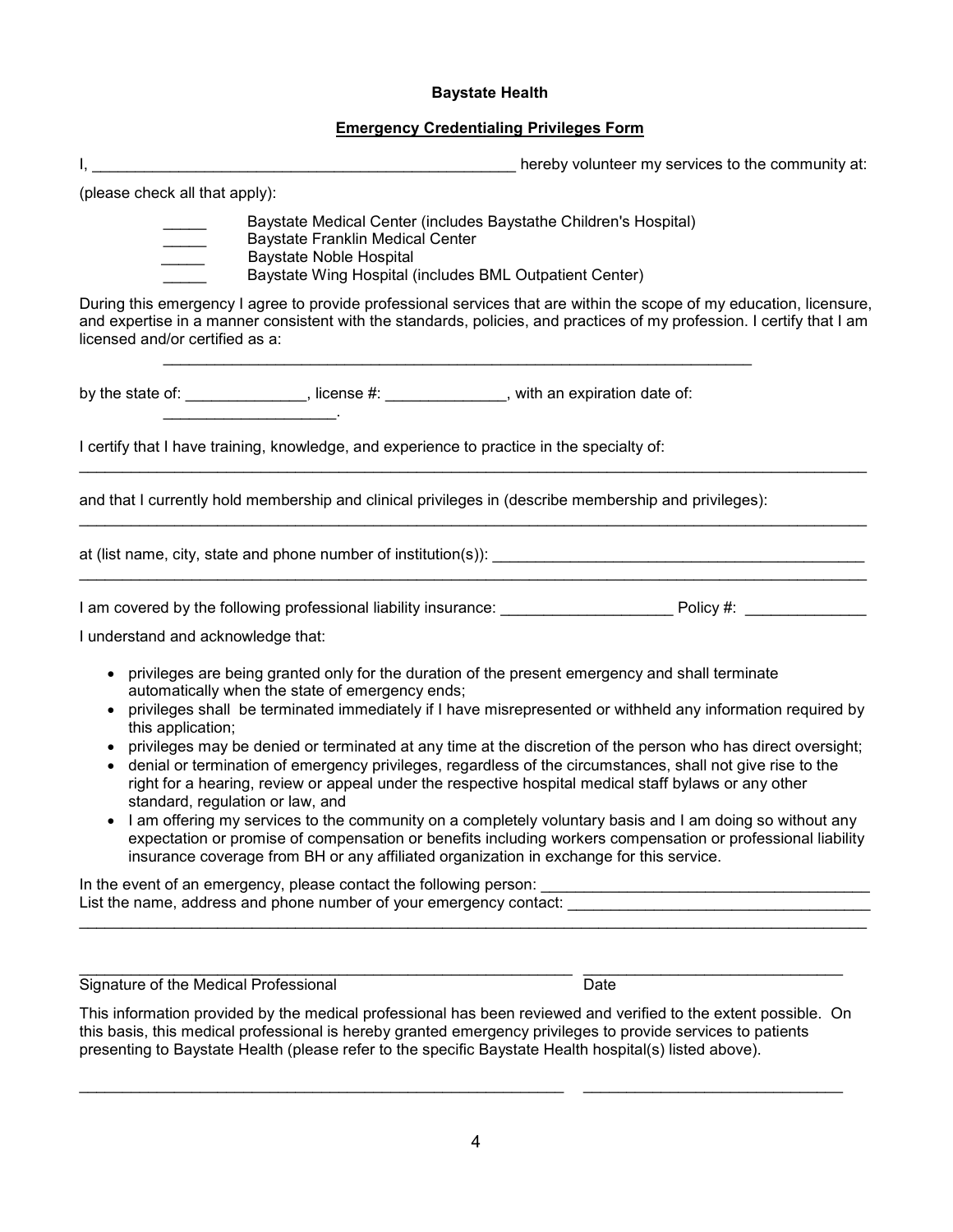**Baystate Health**

**Emergency Credentialing Privileges Form**

I, ___________________________________________________ hereby volunteer my services to the community at:

(please check all that apply):

_____ Baystate Medical Center (includes Baystathe Children's Hospital)
_____ Baystate Franklin Medical Center
_____ Baystate Noble Hospital
_____ Baystate Wing Hospital (includes BML Outpatient Center)

During this emergency I agree to provide professional services that are within the scope of my education, licensure, and expertise in a manner consistent with the standards, policies, and practices of my profession. I certify that I am licensed and/or certified as a:

______________________________________________________________________

by the state of: ______________, license #: ______________, with an expiration date of: ____________________.

I certify that I have training, knowledge, and experience to practice in the specialty of:

_____________________________________________________________________________________________

and that I currently hold membership and clinical privileges in (describe membership and privileges):

_____________________________________________________________________________________________

at (list name, city, state and phone number of institution(s)): _____________________________________________
_____________________________________________________________________________________________

I am covered by the following professional liability insurance: ____________________ Policy #: ______________

I understand and acknowledge that:

- privileges are being granted only for the duration of the present emergency and shall terminate automatically when the state of emergency ends;
- privileges shall be terminated immediately if I have misrepresented or withheld any information required by this application;
- privileges may be denied or terminated at any time at the discretion of the person who has direct oversight;
- denial or termination of emergency privileges, regardless of the circumstances, shall not give rise to the right for a hearing, review or appeal under the respective hospital medical staff bylaws or any other standard, regulation or law, and
- I am offering my services to the community on a completely voluntary basis and I am doing so without any expectation or promise of compensation or benefits including workers compensation or professional liability insurance coverage from BH or any affiliated organization in exchange for this service.

In the event of an emergency, please contact the following person: ______________________________________
List the name, address and phone number of your emergency contact: ___________________________________
_____________________________________________________________________________________________

___________________________________________________________ ______________________________
Signature of the Medical Professional Date

This information provided by the medical professional has been reviewed and verified to the extent possible. On this basis, this medical professional is hereby granted emergency privileges to provide services to patients presenting to Baystate Health (please refer to the specific Baystate Health hospital(s) listed above).

___________________________________________________________ ______________________________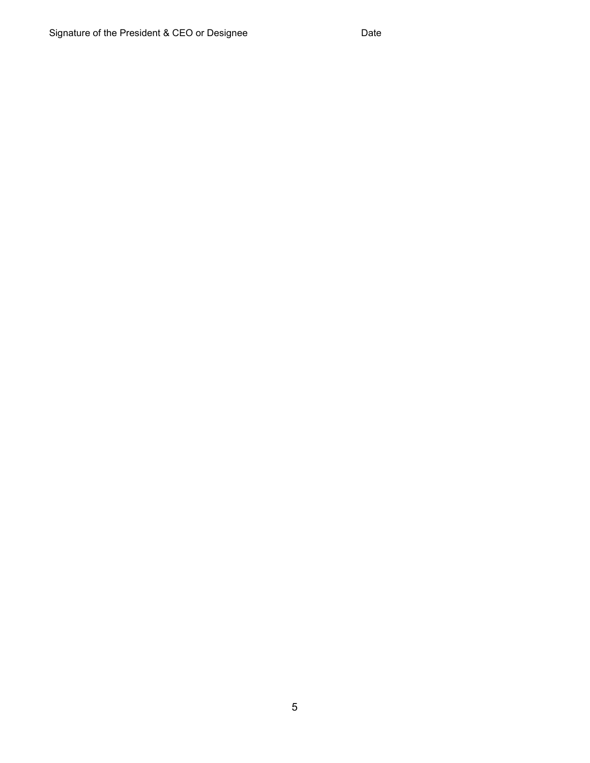Signature of the President & CEO or Designee Date